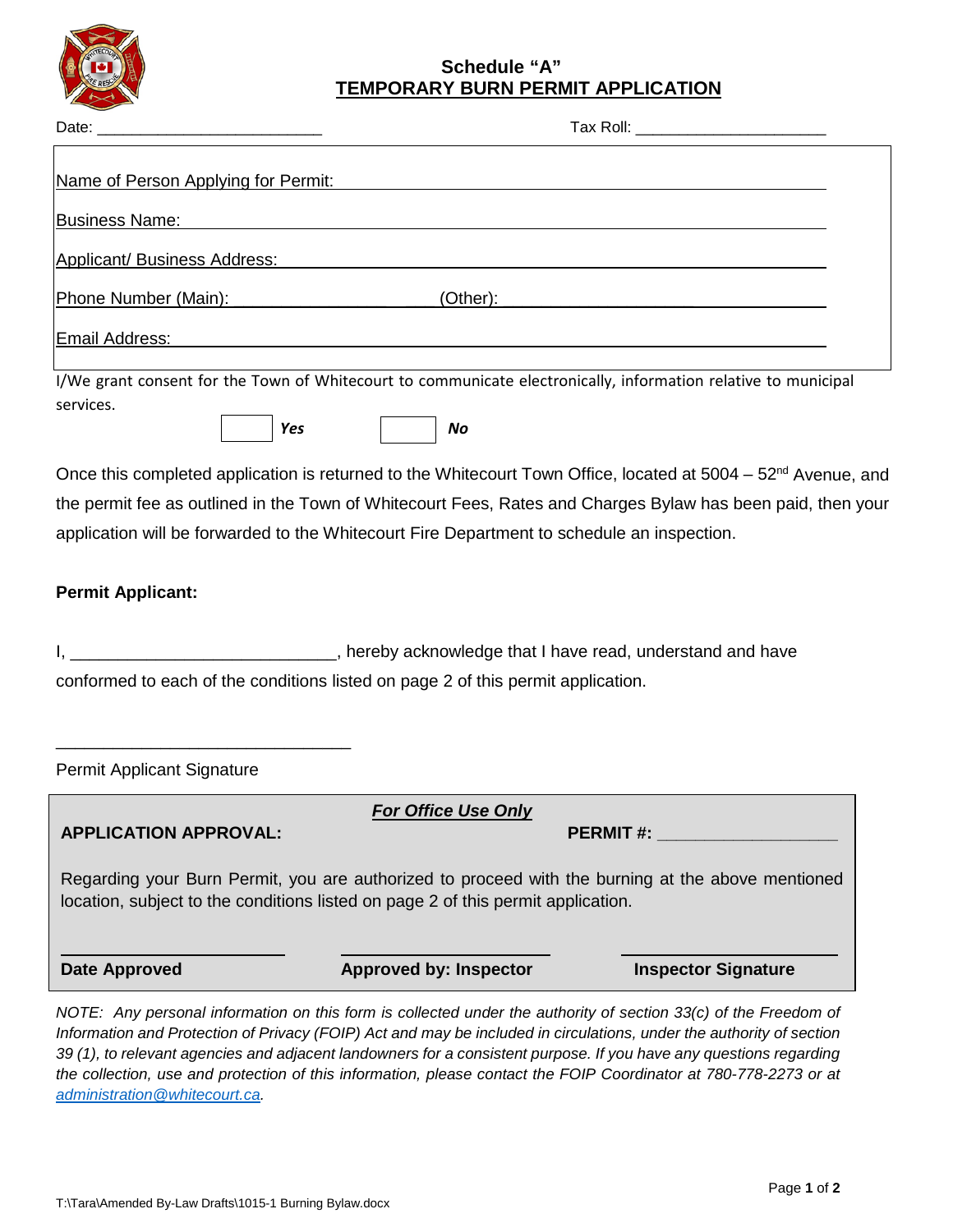# Schedule "A"
## TEMPORARY BURN PERMIT APPLICATION

Date: __________________________ Tax Roll: ______________________

Name of Person Applying for Permit: ____________________________________________

Business Name: ____________________________________________

Applicant/ Business Address: ____________________________________________

Phone Number (Main): ____________________ (Other): ____________________

Email Address: ____________________________________________

I/We grant consent for the Town of Whitecourt to communicate electronically, information relative to municipal services.

☐ ***Yes*** ☐ ***No***

Once this completed application is returned to the Whitecourt Town Office, located at 5004 – 52nd Avenue, and the permit fee as outlined in the Town of Whitecourt Fees, Rates and Charges Bylaw has been paid, then your application will be forwarded to the Whitecourt Fire Department to schedule an inspection.

**Permit Applicant:**

I, ____________________________, hereby acknowledge that I have read, understand and have conformed to each of the conditions listed on page 2 of this permit application.

________________________________
Permit Applicant Signature

***For Office Use Only***

**APPLICATION APPROVAL:** **PERMIT #:** ____________________

Regarding your Burn Permit, you are authorized to proceed with the burning at the above mentioned location, subject to the conditions listed on page 2 of this permit application.

| **Date Approved** | **Approved by: Inspector** | **Inspector Signature** |
|---|---|---|

*NOTE: Any personal information on this form is collected under the authority of section 33(c) of the Freedom of Information and Protection of Privacy (FOIP) Act and may be included in circulations, under the authority of section 39 (1), to relevant agencies and adjacent landowners for a consistent purpose. If you have any questions regarding the collection, use and protection of this information, please contact the FOIP Coordinator at 780-778-2273 or at administration@whitecourt.ca.*

T:\Tara\Amended By-Law Drafts\1015-1 Burning Bylaw.docx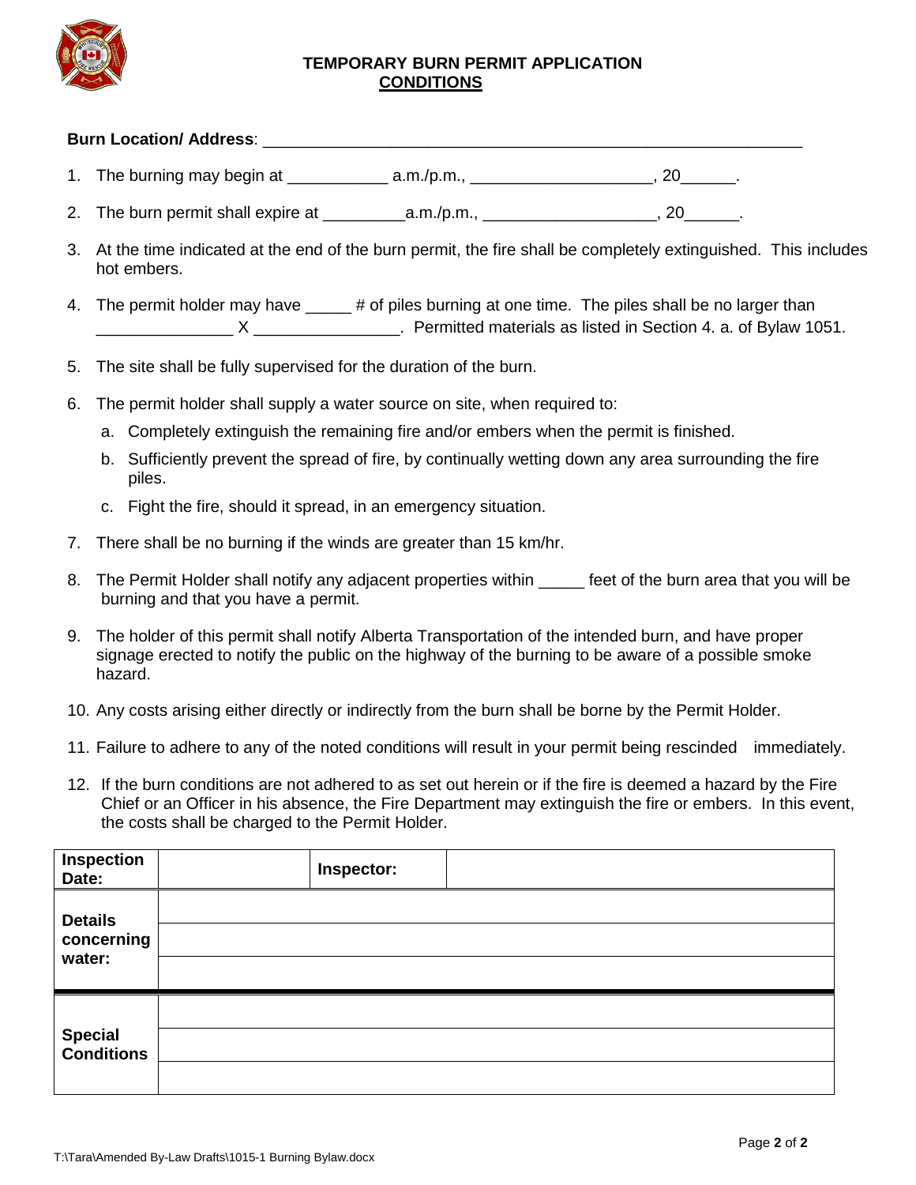# TEMPORARY BURN PERMIT APPLICATION

## CONDITIONS

**Burn Location/ Address**: ____________________________________________________________

1. The burning may begin at ___________ a.m./p.m., ____________________, 20______.
2. The burn permit shall expire at _________a.m./p.m., ___________________, 20______.
3. At the time indicated at the end of the burn permit, the fire shall be completely extinguished. This includes hot embers.
4. The permit holder may have _____ # of piles burning at one time. The piles shall be no larger than _______________ X ________________. Permitted materials as listed in Section 4. a. of Bylaw 1051.
5. The site shall be fully supervised for the duration of the burn.
6. The permit holder shall supply a water source on site, when required to:
   a. Completely extinguish the remaining fire and/or embers when the permit is finished.
   b. Sufficiently prevent the spread of fire, by continually wetting down any area surrounding the fire piles.
   c. Fight the fire, should it spread, in an emergency situation.
7. There shall be no burning if the winds are greater than 15 km/hr.
8. The Permit Holder shall notify any adjacent properties within _____ feet of the burn area that you will be burning and that you have a permit.
9. The holder of this permit shall notify Alberta Transportation of the intended burn, and have proper signage erected to notify the public on the highway of the burning to be aware of a possible smoke hazard.
10. Any costs arising either directly or indirectly from the burn shall be borne by the Permit Holder.
11. Failure to adhere to any of the noted conditions will result in your permit being rescinded immediately.
12. If the burn conditions are not adhered to as set out herein or if the fire is deemed a hazard by the Fire Chief or an Officer in his absence, the Fire Department may extinguish the fire or embers. In this event, the costs shall be charged to the Permit Holder.

| | | | |
|---|---|---|---|
| **Inspection Date:** | | **Inspector:** | |
| **Details concerning water:** | | | |
| | | | |
| | | | |
| **Special Conditions** | | | |
| | | | |
| | | | |

T:\Tara\Amended By-Law Drafts\1015-1 Burning Bylaw.docx